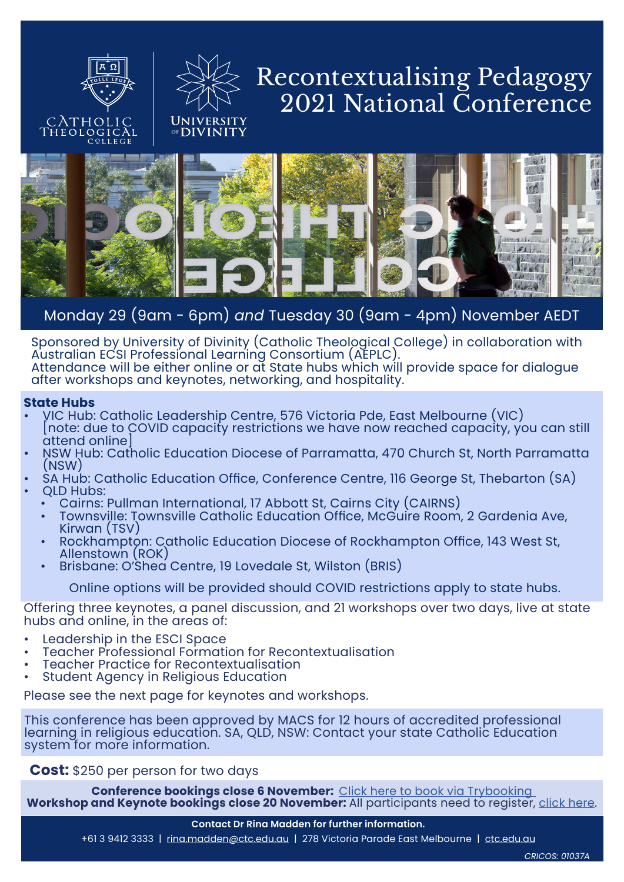CATHOLIC THEOLOGICAL COLLEGE

UNIVERSITY OF DIVINITY

# Recontextualising Pedagogy 2021 National Conference

Monday 29 (9am - 6pm) *and* Tuesday 30 (9am - 4pm) November AEDT

Sponsored by University of Divinity (Catholic Theological College) in collaboration with Australian ECSI Professional Learning Consortium (AEPLC).
Attendance will be either online or at State hubs which will provide space for dialogue after workshops and keynotes, networking, and hospitality.

**State Hubs**

- VIC Hub: Catholic Leadership Centre, 576 Victoria Pde, East Melbourne (VIC) [note: due to COVID capacity restrictions we have now reached capacity, you can still attend online]
- NSW Hub: Catholic Education Diocese of Parramatta, 470 Church St, North Parramatta (NSW)
- SA Hub: Catholic Education Office, Conference Centre, 116 George St, Thebarton (SA)
- QLD Hubs:
  - Cairns: Pullman International, 17 Abbott St, Cairns City (CAIRNS)
  - Townsville: Townsville Catholic Education Office, McGuire Room, 2 Gardenia Ave, Kirwan (TSV)
  - Rockhampton: Catholic Education Diocese of Rockhampton Office, 143 West St, Allenstown (ROK)
  - Brisbane: O'Shea Centre, 19 Lovedale St, Wilston (BRIS)

Online options will be provided should COVID restrictions apply to state hubs.

Offering three keynotes, a panel discussion, and 21 workshops over two days, live at state hubs and online, in the areas of:

- Leadership in the ESCI Space
- Teacher Professional Formation for Recontextualisation
- Teacher Practice for Recontextualisation
- Student Agency in Religious Education

Please see the next page for keynotes and workshops.

This conference has been approved by MACS for 12 hours of accredited professional learning in religious education. SA, QLD, NSW: Contact your state Catholic Education system for more information.

**Cost:** $250 per person for two days

**Conference bookings close 6 November:** Click here to book via Trybooking
**Workshop and Keynote bookings close 20 November:** All participants need to register, click here.

**Contact Dr Rina Madden for further information.**

+61 3 9412 3333 | rina.madden@ctc.edu.au | 278 Victoria Parade East Melbourne | ctc.edu.au

*CRICOS: 01037A*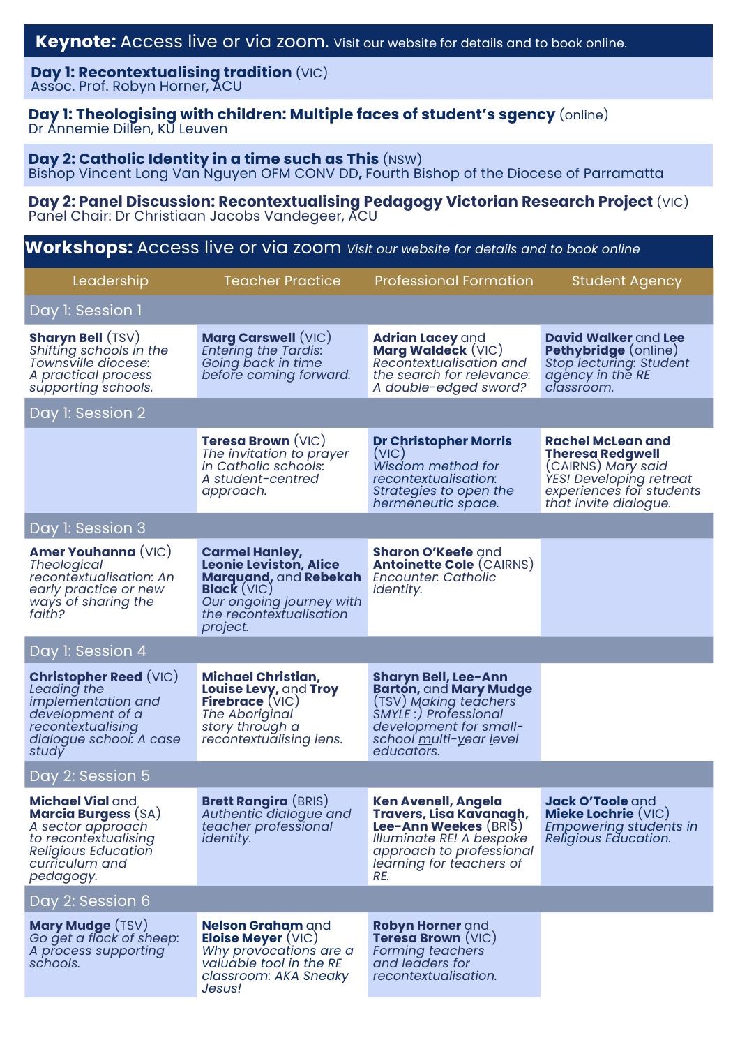## **Keynote:** Access live or via zoom. Visit our website for details and to book online.

**Day 1: Recontextualising tradition** (VIC)
Assoc. Prof. Robyn Horner, ACU

**Day 1: Theologising with children: Multiple faces of student's sgency** (online)
Dr Annemie Dillen, KU Leuven

**Day 2: Catholic Identity in a time such as This** (NSW)
Bishop Vincent Long Van Nguyen OFM CONV DD**,** Fourth Bishop of the Diocese of Parramatta

**Day 2: Panel Discussion: Recontextualising Pedagogy Victorian Research Project** (VIC)
Panel Chair: Dr Christiaan Jacobs Vandegeer, ACU

## **Workshops:** Access live or via zoom *Visit our website for details and to book online*

| Leadership | Teacher Practice | Professional Formation | Student Agency |
|---|---|---|---|
| **Day 1: Session 1** | | | |
| **Sharyn Bell** (TSV) *Shifting schools in the Townsville diocese: A practical process supporting schools.* | **Marg Carswell** (VIC) *Entering the Tardis: Going back in time before coming forward.* | **Adrian Lacey** and **Marg Waldeck** (VIC) *Recontextualisation and the search for relevance: A double-edged sword?* | **David Walker** and **Lee Pethybridge** (online) *Stop lecturing: Student agency in the RE classroom.* |
| **Day 1: Session 2** | | | |
| | **Teresa Brown** (VIC) *The invitation to prayer in Catholic schools: A student-centred approach.* | **Dr Christopher Morris** (VIC) *Wisdom method for recontextualisation: Strategies to open the hermeneutic space.* | **Rachel McLean and Theresa Redgwell** (CAIRNS) *Mary said YES! Developing retreat experiences for students that invite dialogue.* |
| **Day 1: Session 3** | | | |
| **Amer Youhanna** (VIC) *Theological recontextualisation: An early practice or new ways of sharing the faith?* | **Carmel Hanley, Leonie Leviston, Alice Marquand,** and **Rebekah Black** (VIC) *Our ongoing journey with the recontextualisation project.* | **Sharon O'Keefe** and **Antoinette Cole** (CAIRNS) *Encounter: Catholic Identity.* | |
| **Day 1: Session 4** | | | |
| **Christopher Reed** (VIC) *Leading the implementation and development of a recontextualising dialogue school: A case study* | **Michael Christian, Louise Levy,** and **Troy Firebrace** (VIC) *The Aboriginal story through a recontextualising lens.* | **Sharyn Bell, Lee-Ann Barton,** and **Mary Mudge** (TSV) *Making teachers SMYLE :) Professional development for small-school multi-year level educators.* | |
| **Day 2: Session 5** | | | |
| **Michael Vial** and **Marcia Burgess** (SA) *A sector approach to recontextualising Religious Education curriculum and pedagogy.* | **Brett Rangira** (BRIS) *Authentic dialogue and teacher professional identity.* | **Ken Avenell, Angela Travers, Lisa Kavanagh, Lee-Ann Weekes** (BRIS) *Illuminate RE! A bespoke approach to professional learning for teachers of RE.* | **Jack O'Toole** and **Mieke Lochrie** (VIC) *Empowering students in Religious Education.* |
| **Day 2: Session 6** | | | |
| **Mary Mudge** (TSV) *Go get a flock of sheep: A process supporting schools.* | **Nelson Graham** and **Eloise Meyer** (VIC) *Why provocations are a valuable tool in the RE classroom: AKA Sneaky Jesus!* | **Robyn Horner** and **Teresa Brown** (VIC) *Forming teachers and leaders for recontextualisation.* | |